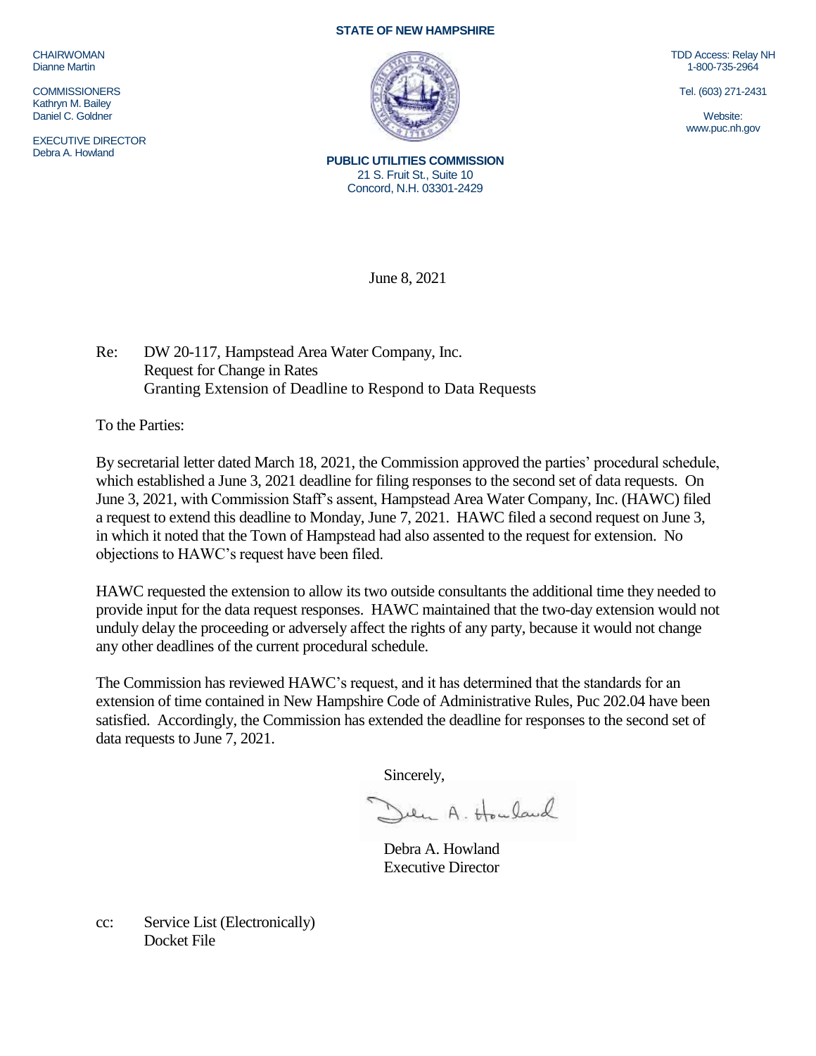**STATE OF NEW HAMPSHIRE**

CHAIRWOMAN
Dianne Martin

COMMISSIONERS
Kathryn M. Bailey
Daniel C. Goldner

EXECUTIVE DIRECTOR
Debra A. Howland

**PUBLIC UTILITIES COMMISSION**
21 S. Fruit St., Suite 10
Concord, N.H. 03301-2429

TDD Access: Relay NH
1-800-735-2964

Tel. (603) 271-2431

Website:
www.puc.nh.gov

June 8, 2021

Re: DW 20-117, Hampstead Area Water Company, Inc.
Request for Change in Rates
Granting Extension of Deadline to Respond to Data Requests

To the Parties:

By secretarial letter dated March 18, 2021, the Commission approved the parties' procedural schedule, which established a June 3, 2021 deadline for filing responses to the second set of data requests. On June 3, 2021, with Commission Staff's assent, Hampstead Area Water Company, Inc. (HAWC) filed a request to extend this deadline to Monday, June 7, 2021. HAWC filed a second request on June 3, in which it noted that the Town of Hampstead had also assented to the request for extension. No objections to HAWC's request have been filed.

HAWC requested the extension to allow its two outside consultants the additional time they needed to provide input for the data request responses. HAWC maintained that the two-day extension would not unduly delay the proceeding or adversely affect the rights of any party, because it would not change any other deadlines of the current procedural schedule.

The Commission has reviewed HAWC's request, and it has determined that the standards for an extension of time contained in New Hampshire Code of Administrative Rules, Puc 202.04 have been satisfied. Accordingly, the Commission has extended the deadline for responses to the second set of data requests to June 7, 2021.

Sincerely,

Debra A. Howland
Executive Director

cc: Service List (Electronically)
Docket File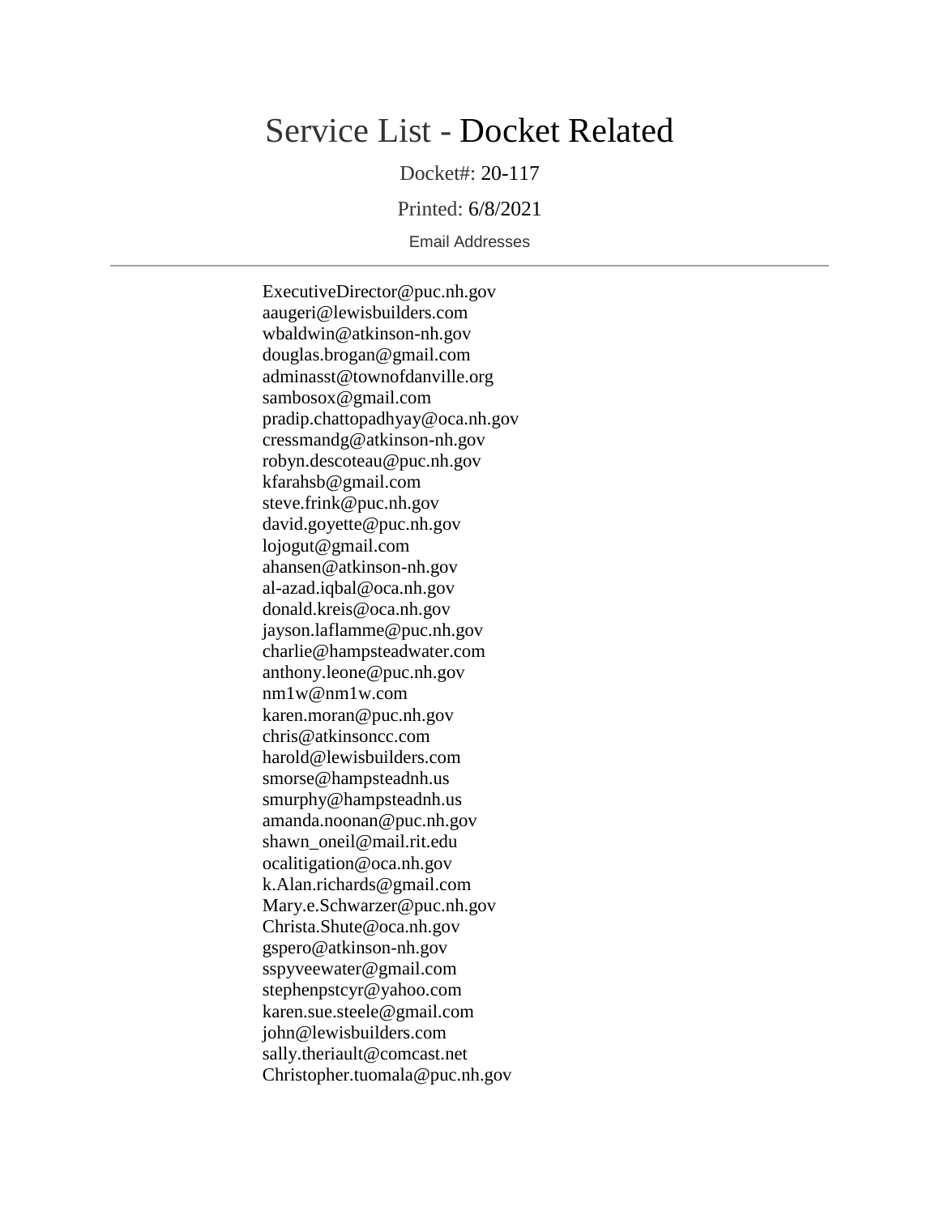# Service List - Docket Related

Docket#: 20-117

Printed: 6/8/2021

Email Addresses

---

ExecutiveDirector@puc.nh.gov
aaugeri@lewisbuilders.com
wbaldwin@atkinson-nh.gov
douglas.brogan@gmail.com
adminasst@townofdanville.org
sambosox@gmail.com
pradip.chattopadhyay@oca.nh.gov
cressmandg@atkinson-nh.gov
robyn.descoteau@puc.nh.gov
kfarahsb@gmail.com
steve.frink@puc.nh.gov
david.goyette@puc.nh.gov
lojogut@gmail.com
ahansen@atkinson-nh.gov
al-azad.iqbal@oca.nh.gov
donald.kreis@oca.nh.gov
jayson.laflamme@puc.nh.gov
charlie@hampsteadwater.com
anthony.leone@puc.nh.gov
nm1w@nm1w.com
karen.moran@puc.nh.gov
chris@atkinsoncc.com
harold@lewisbuilders.com
smorse@hampsteadnh.us
smurphy@hampsteadnh.us
amanda.noonan@puc.nh.gov
shawn_oneil@mail.rit.edu
ocalitigation@oca.nh.gov
k.Alan.richards@gmail.com
Mary.e.Schwarzer@puc.nh.gov
Christa.Shute@oca.nh.gov
gspero@atkinson-nh.gov
sspyveewater@gmail.com
stephenpstcyr@yahoo.com
karen.sue.steele@gmail.com
john@lewisbuilders.com
sally.theriault@comcast.net
Christopher.tuomala@puc.nh.gov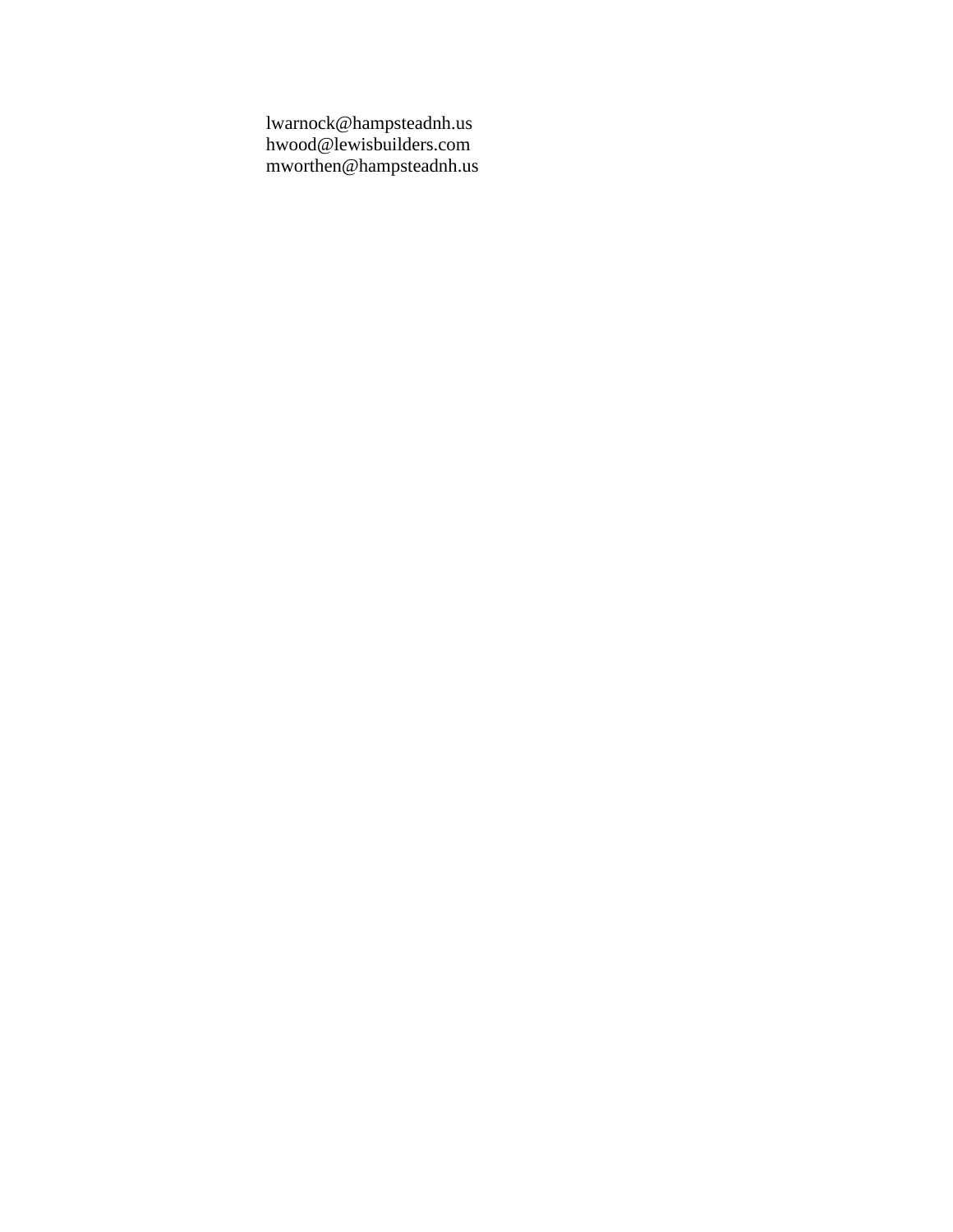lwarnock@hampsteadnh.us
hwood@lewisbuilders.com
mworthen@hampsteadnh.us